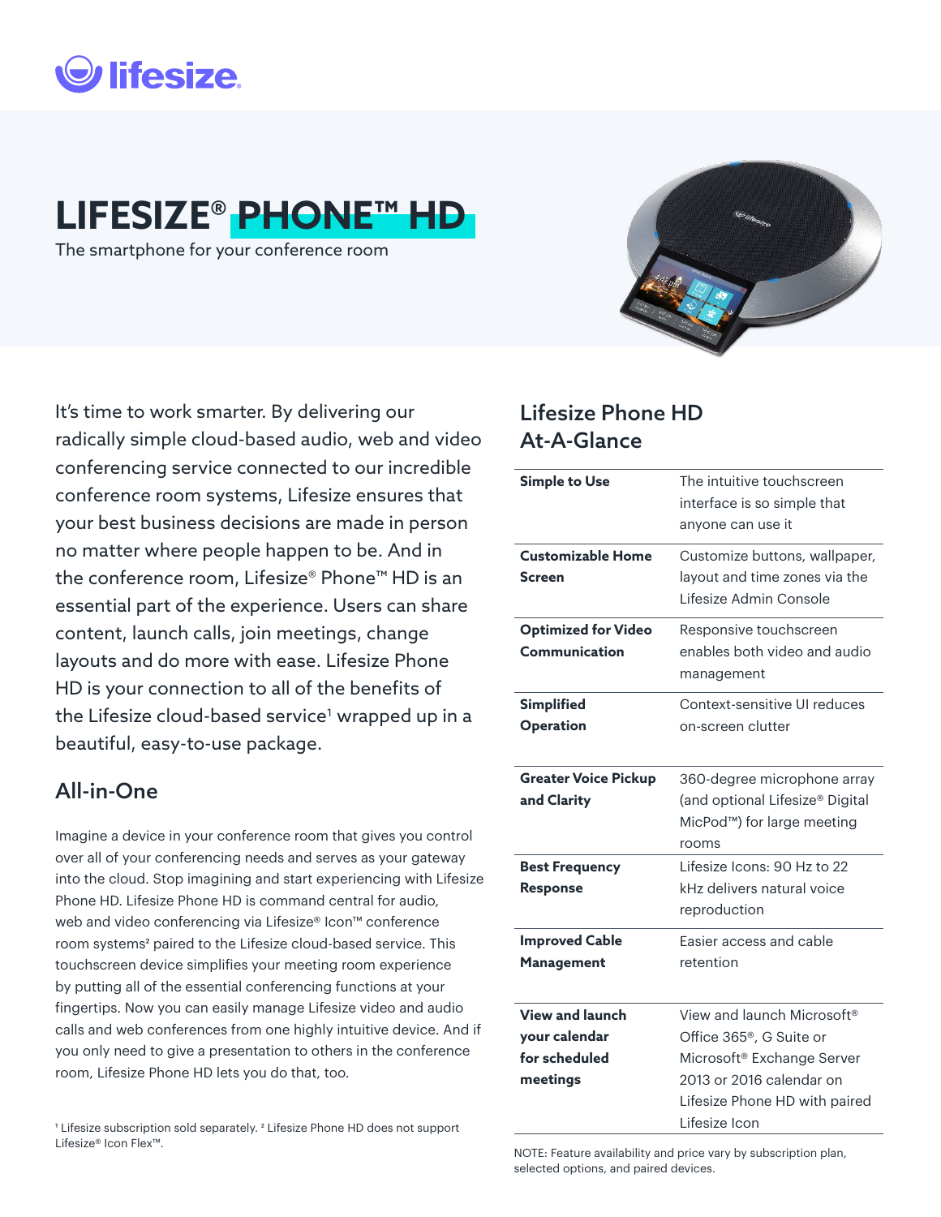# LIFESIZE® PHONE™ HD

The smartphone for your conference room

It's time to work smarter. By delivering our radically simple cloud-based audio, web and video conferencing service connected to our incredible conference room systems, Lifesize ensures that your best business decisions are made in person no matter where people happen to be. And in the conference room, Lifesize® Phone™ HD is an essential part of the experience. Users can share content, launch calls, join meetings, change layouts and do more with ease. Lifesize Phone HD is your connection to all of the benefits of the Lifesize cloud-based service[1] wrapped up in a beautiful, easy-to-use package.

## All-in-One

Imagine a device in your conference room that gives you control over all of your conferencing needs and serves as your gateway into the cloud. Stop imagining and start experiencing with Lifesize Phone HD. Lifesize Phone HD is command central for audio, web and video conferencing via Lifesize® Icon™ conference room systems[2] paired to the Lifesize cloud-based service. This touchscreen device simplifies your meeting room experience by putting all of the essential conferencing functions at your fingertips. Now you can easily manage Lifesize video and audio calls and web conferences from one highly intuitive device. And if you only need to give a presentation to others in the conference room, Lifesize Phone HD lets you do that, too.

[1] Lifesize subscription sold separately. [2] Lifesize Phone HD does not support Lifesize® Icon Flex™.

## Lifesize Phone HD At-A-Glance

| | |
|---|---|
| **Simple to Use** | The intuitive touchscreen interface is so simple that anyone can use it |
| **Customizable Home Screen** | Customize buttons, wallpaper, layout and time zones via the Lifesize Admin Console |
| **Optimized for Video Communication** | Responsive touchscreen enables both video and audio management |
| **Simplified Operation** | Context-sensitive UI reduces on-screen clutter |
| **Greater Voice Pickup and Clarity** | 360-degree microphone array (and optional Lifesize® Digital MicPod™) for large meeting rooms |
| **Best Frequency Response** | Lifesize Icons: 90 Hz to 22 kHz delivers natural voice reproduction |
| **Improved Cable Management** | Easier access and cable retention |
| **View and launch your calendar for scheduled meetings** | View and launch Microsoft® Office 365®, G Suite or Microsoft® Exchange Server 2013 or 2016 calendar on Lifesize Phone HD with paired Lifesize Icon |

NOTE: Feature availability and price vary by subscription plan, selected options, and paired devices.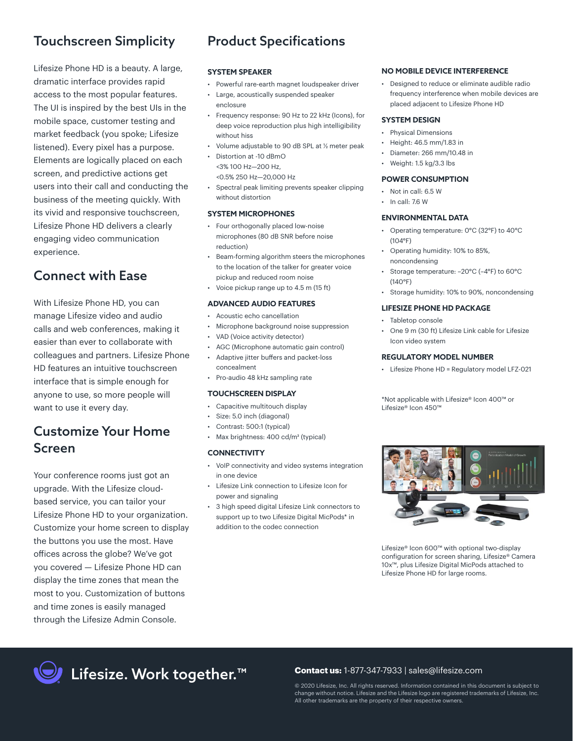## Touchscreen Simplicity

Lifesize Phone HD is a beauty. A large, dramatic interface provides rapid access to the most popular features. The UI is inspired by the best UIs in the mobile space, customer testing and market feedback (you spoke; Lifesize listened). Every pixel has a purpose. Elements are logically placed on each screen, and predictive actions get users into their call and conducting the business of the meeting quickly. With its vivid and responsive touchscreen, Lifesize Phone HD delivers a clearly engaging video communication experience.

## Connect with Ease

With Lifesize Phone HD, you can manage Lifesize video and audio calls and web conferences, making it easier than ever to collaborate with colleagues and partners. Lifesize Phone HD features an intuitive touchscreen interface that is simple enough for anyone to use, so more people will want to use it every day.

## Customize Your Home Screen

Your conference rooms just got an upgrade. With the Lifesize cloud-based service, you can tailor your Lifesize Phone HD to your organization. Customize your home screen to display the buttons you use the most. Have offices across the globe? We've got you covered — Lifesize Phone HD can display the time zones that mean the most to you. Customization of buttons and time zones is easily managed through the Lifesize Admin Console.

## Product Specifications

### SYSTEM SPEAKER

- Powerful rare-earth magnet loudspeaker driver
- Large, acoustically suspended speaker enclosure
- Frequency response: 90 Hz to 22 kHz (Icons), for deep voice reproduction plus high intelligibility without hiss
- Volume adjustable to 90 dB SPL at ½ meter peak
- Distortion at -10 dBmO
  <3% 100 Hz—200 Hz,
  <0.5% 250 Hz—20,000 Hz
- Spectral peak limiting prevents speaker clipping without distortion

### SYSTEM MICROPHONES

- Four orthogonally placed low-noise microphones (80 dB SNR before noise reduction)
- Beam-forming algorithm steers the microphones to the location of the talker for greater voice pickup and reduced room noise
- Voice pickup range up to 4.5 m (15 ft)

### ADVANCED AUDIO FEATURES

- Acoustic echo cancellation
- Microphone background noise suppression
- VAD (Voice activity detector)
- AGC (Microphone automatic gain control)
- Adaptive jitter buffers and packet-loss concealment
- Pro-audio 48 kHz sampling rate

### TOUCHSCREEN DISPLAY

- Capacitive multitouch display
- Size: 5.0 inch (diagonal)
- Contrast: 500:1 (typical)
- Max brightness: 400 cd/m² (typical)

### CONNECTIVITY

- VoIP connectivity and video systems integration in one device
- Lifesize Link connection to Lifesize Icon for power and signaling
- 3 high speed digital Lifesize Link connectors to support up to two Lifesize Digital MicPods* in addition to the codec connection

### NO MOBILE DEVICE INTERFERENCE

- Designed to reduce or eliminate audible radio frequency interference when mobile devices are placed adjacent to Lifesize Phone HD

### SYSTEM DESIGN

- Physical Dimensions
- Height: 46.5 mm/1.83 in
- Diameter: 266 mm/10.48 in
- Weight: 1.5 kg/3.3 lbs

### POWER CONSUMPTION

- Not in call: 6.5 W
- In call: 7.6 W

### ENVIRONMENTAL DATA

- Operating temperature: 0°C (32°F) to 40°C (104°F)
- Operating humidity: 10% to 85%, noncondensing
- Storage temperature: –20°C (–4°F) to 60°C (140°F)
- Storage humidity: 10% to 90%, noncondensing

### LIFESIZE PHONE HD PACKAGE

- Tabletop console
- One 9 m (30 ft) Lifesize Link cable for Lifesize Icon video system

### REGULATORY MODEL NUMBER

- Lifesize Phone HD = Regulatory model LFZ-021

*Not applicable with Lifesize® Icon 400™ or Lifesize® Icon 450™

Lifesize® Icon 600™ with optional two-display configuration for screen sharing, Lifesize® Camera 10x™, plus Lifesize Digital MicPods attached to Lifesize Phone HD for large rooms.

Lifesize. Work together.™

**Contact us:** 1-877-347-7933 | sales@lifesize.com

© 2020 Lifesize, Inc. All rights reserved. Information contained in this document is subject to change without notice. Lifesize and the Lifesize logo are registered trademarks of Lifesize, Inc. All other trademarks are the property of their respective owners.